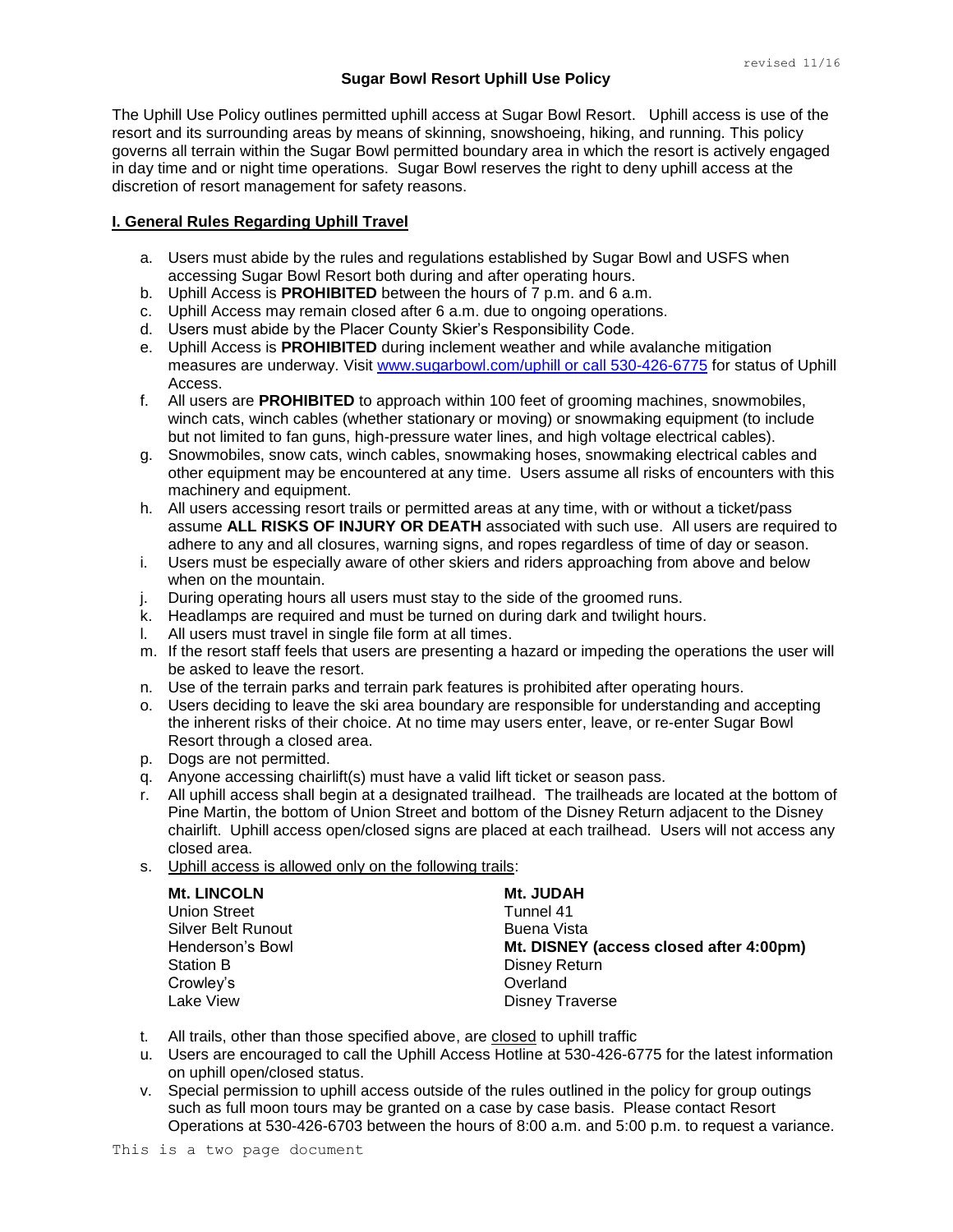revised 11/16

# Sugar Bowl Resort Uphill Use Policy

The Uphill Use Policy outlines permitted uphill access at Sugar Bowl Resort. Uphill access is use of the resort and its surrounding areas by means of skinning, snowshoeing, hiking, and running. This policy governs all terrain within the Sugar Bowl permitted boundary area in which the resort is actively engaged in day time and or night time operations. Sugar Bowl reserves the right to deny uphill access at the discretion of resort management for safety reasons.

## I. General Rules Regarding Uphill Travel

a. Users must abide by the rules and regulations established by Sugar Bowl and USFS when accessing Sugar Bowl Resort both during and after operating hours.
b. Uphill Access is **PROHIBITED** between the hours of 7 p.m. and 6 a.m.
c. Uphill Access may remain closed after 6 a.m. due to ongoing operations.
d. Users must abide by the Placer County Skier's Responsibility Code.
e. Uphill Access is **PROHIBITED** during inclement weather and while avalanche mitigation measures are underway. Visit www.sugarbowl.com/uphill or call 530-426-6775 for status of Uphill Access.
f. All users are **PROHIBITED** to approach within 100 feet of grooming machines, snowmobiles, winch cats, winch cables (whether stationary or moving) or snowmaking equipment (to include but not limited to fan guns, high-pressure water lines, and high voltage electrical cables).
g. Snowmobiles, snow cats, winch cables, snowmaking hoses, snowmaking electrical cables and other equipment may be encountered at any time. Users assume all risks of encounters with this machinery and equipment.
h. All users accessing resort trails or permitted areas at any time, with or without a ticket/pass assume **ALL RISKS OF INJURY OR DEATH** associated with such use. All users are required to adhere to any and all closures, warning signs, and ropes regardless of time of day or season.
i. Users must be especially aware of other skiers and riders approaching from above and below when on the mountain.
j. During operating hours all users must stay to the side of the groomed runs.
k. Headlamps are required and must be turned on during dark and twilight hours.
l. All users must travel in single file form at all times.
m. If the resort staff feels that users are presenting a hazard or impeding the operations the user will be asked to leave the resort.
n. Use of the terrain parks and terrain park features is prohibited after operating hours.
o. Users deciding to leave the ski area boundary are responsible for understanding and accepting the inherent risks of their choice. At no time may users enter, leave, or re-enter Sugar Bowl Resort through a closed area.
p. Dogs are not permitted.
q. Anyone accessing chairlift(s) must have a valid lift ticket or season pass.
r. All uphill access shall begin at a designated trailhead. The trailheads are located at the bottom of Pine Martin, the bottom of Union Street and bottom of the Disney Return adjacent to the Disney chairlift. Uphill access open/closed signs are placed at each trailhead. Users will not access any closed area.
s. Uphill access is allowed only on the following trails:

| **Mt. LINCOLN** | **Mt. JUDAH** |
|---|---|
| Union Street | Tunnel 41 |
| Silver Belt Runout | Buena Vista |
| Henderson's Bowl | **Mt. DISNEY (access closed after 4:00pm)** |
| Station B | Disney Return |
| Crowley's | Overland |
| Lake View | Disney Traverse |

t. All trails, other than those specified above, are closed to uphill traffic
u. Users are encouraged to call the Uphill Access Hotline at 530-426-6775 for the latest information on uphill open/closed status.
v. Special permission to uphill access outside of the rules outlined in the policy for group outings such as full moon tours may be granted on a case by case basis. Please contact Resort Operations at 530-426-6703 between the hours of 8:00 a.m. and 5:00 p.m. to request a variance.

This is a two page document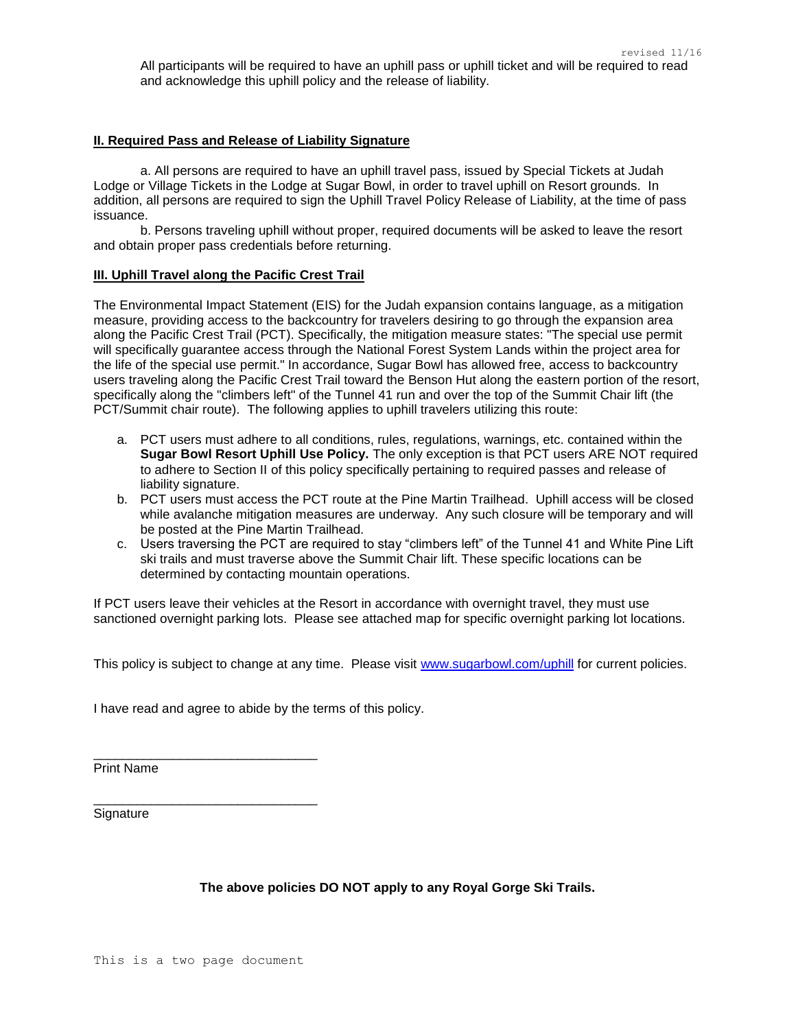All participants will be required to have an uphill pass or uphill ticket and will be required to read and acknowledge this uphill policy and the release of liability.

## II. Required Pass and Release of Liability Signature

a. All persons are required to have an uphill travel pass, issued by Special Tickets at Judah Lodge or Village Tickets in the Lodge at Sugar Bowl, in order to travel uphill on Resort grounds. In addition, all persons are required to sign the Uphill Travel Policy Release of Liability, at the time of pass issuance.

b. Persons traveling uphill without proper, required documents will be asked to leave the resort and obtain proper pass credentials before returning.

## III. Uphill Travel along the Pacific Crest Trail

The Environmental Impact Statement (EIS) for the Judah expansion contains language, as a mitigation measure, providing access to the backcountry for travelers desiring to go through the expansion area along the Pacific Crest Trail (PCT). Specifically, the mitigation measure states: "The special use permit will specifically guarantee access through the National Forest System Lands within the project area for the life of the special use permit." In accordance, Sugar Bowl has allowed free, access to backcountry users traveling along the Pacific Crest Trail toward the Benson Hut along the eastern portion of the resort, specifically along the "climbers left" of the Tunnel 41 run and over the top of the Summit Chair lift (the PCT/Summit chair route). The following applies to uphill travelers utilizing this route:

a. PCT users must adhere to all conditions, rules, regulations, warnings, etc. contained within the **Sugar Bowl Resort Uphill Use Policy.** The only exception is that PCT users ARE NOT required to adhere to Section II of this policy specifically pertaining to required passes and release of liability signature.

b. PCT users must access the PCT route at the Pine Martin Trailhead. Uphill access will be closed while avalanche mitigation measures are underway. Any such closure will be temporary and will be posted at the Pine Martin Trailhead.

c. Users traversing the PCT are required to stay "climbers left" of the Tunnel 41 and White Pine Lift ski trails and must traverse above the Summit Chair lift. These specific locations can be determined by contacting mountain operations.

If PCT users leave their vehicles at the Resort in accordance with overnight travel, they must use sanctioned overnight parking lots. Please see attached map for specific overnight parking lot locations.

This policy is subject to change at any time. Please visit www.sugarbowl.com/uphill for current policies.

I have read and agree to abide by the terms of this policy.

_______________________________
Print Name

_______________________________
Signature

**The above policies DO NOT apply to any Royal Gorge Ski Trails.**

This is a two page document